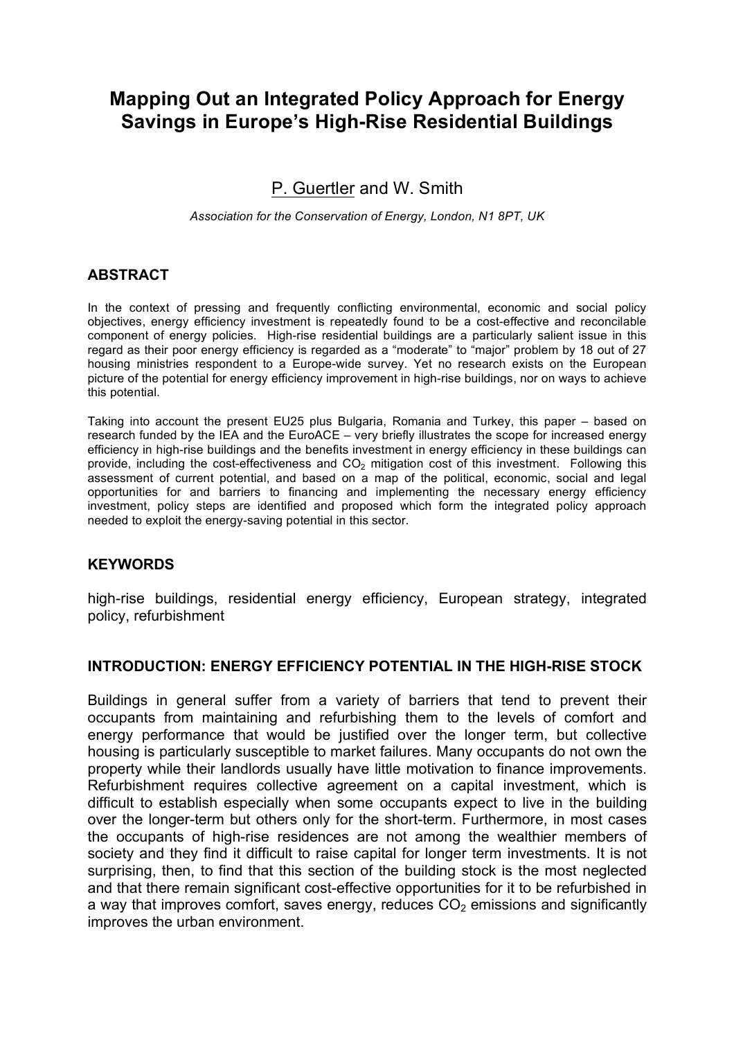# Mapping Out an Integrated Policy Approach for Energy Savings in Europe's High-Rise Residential Buildings

P. Guertler and W. Smith

*Association for the Conservation of Energy, London, N1 8PT, UK*

## ABSTRACT

In the context of pressing and frequently conflicting environmental, economic and social policy objectives, energy efficiency investment is repeatedly found to be a cost-effective and reconcilable component of energy policies. High-rise residential buildings are a particularly salient issue in this regard as their poor energy efficiency is regarded as a "moderate" to "major" problem by 18 out of 27 housing ministries respondent to a Europe-wide survey. Yet no research exists on the European picture of the potential for energy efficiency improvement in high-rise buildings, nor on ways to achieve this potential.

Taking into account the present EU25 plus Bulgaria, Romania and Turkey, this paper – based on research funded by the IEA and the EuroACE – very briefly illustrates the scope for increased energy efficiency in high-rise buildings and the benefits investment in energy efficiency in these buildings can provide, including the cost-effectiveness and $CO_2$ mitigation cost of this investment. Following this assessment of current potential, and based on a map of the political, economic, social and legal opportunities for and barriers to financing and implementing the necessary energy efficiency investment, policy steps are identified and proposed which form the integrated policy approach needed to exploit the energy-saving potential in this sector.

## KEYWORDS

high-rise buildings, residential energy efficiency, European strategy, integrated policy, refurbishment

## INTRODUCTION: ENERGY EFFICIENCY POTENTIAL IN THE HIGH-RISE STOCK

Buildings in general suffer from a variety of barriers that tend to prevent their occupants from maintaining and refurbishing them to the levels of comfort and energy performance that would be justified over the longer term, but collective housing is particularly susceptible to market failures. Many occupants do not own the property while their landlords usually have little motivation to finance improvements. Refurbishment requires collective agreement on a capital investment, which is difficult to establish especially when some occupants expect to live in the building over the longer-term but others only for the short-term. Furthermore, in most cases the occupants of high-rise residences are not among the wealthier members of society and they find it difficult to raise capital for longer term investments. It is not surprising, then, to find that this section of the building stock is the most neglected and that there remain significant cost-effective opportunities for it to be refurbished in a way that improves comfort, saves energy, reduces $CO_2$ emissions and significantly improves the urban environment.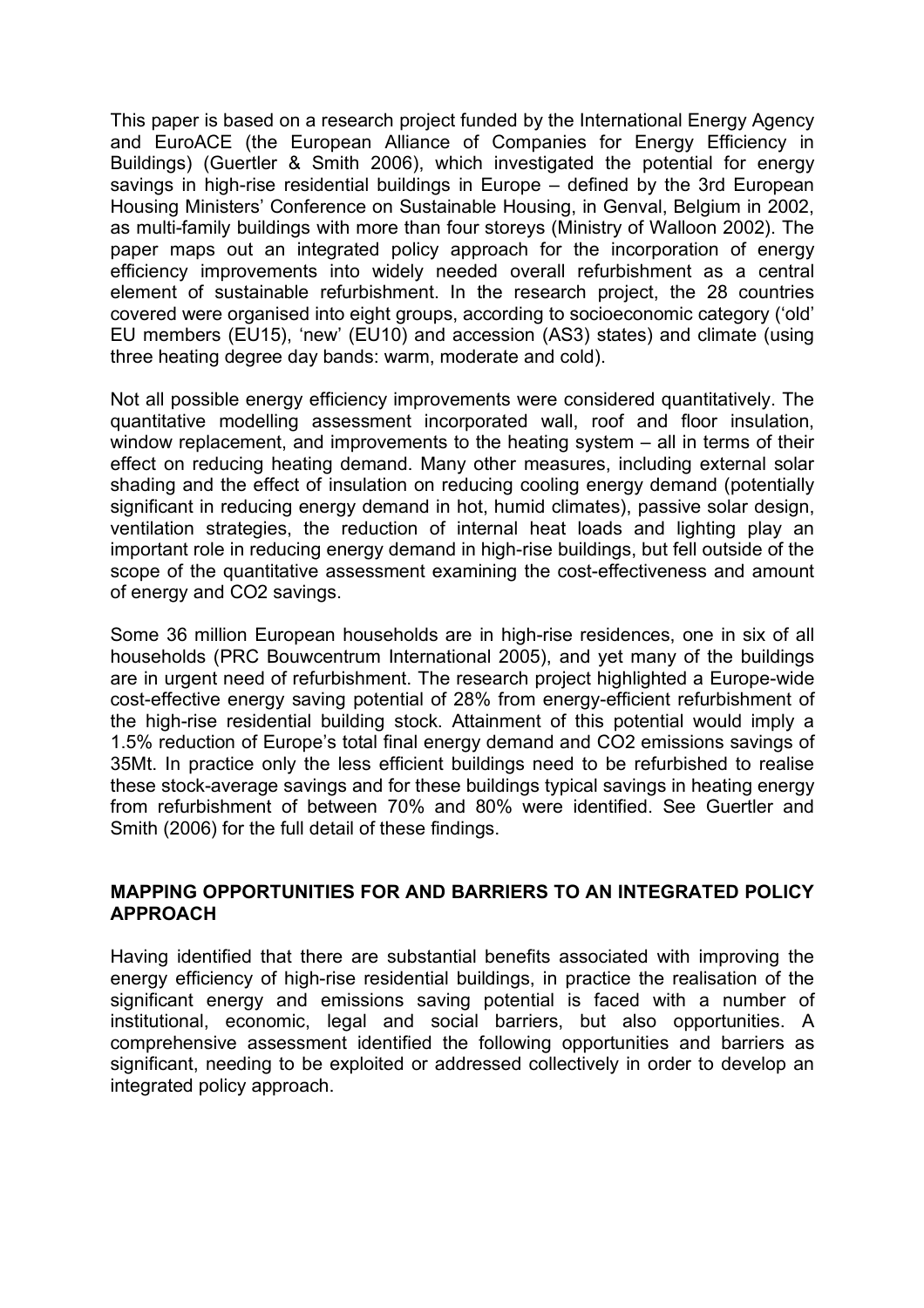This paper is based on a research project funded by the International Energy Agency and EuroACE (the European Alliance of Companies for Energy Efficiency in Buildings) (Guertler & Smith 2006), which investigated the potential for energy savings in high-rise residential buildings in Europe – defined by the 3rd European Housing Ministers' Conference on Sustainable Housing, in Genval, Belgium in 2002, as multi-family buildings with more than four storeys (Ministry of Walloon 2002). The paper maps out an integrated policy approach for the incorporation of energy efficiency improvements into widely needed overall refurbishment as a central element of sustainable refurbishment. In the research project, the 28 countries covered were organised into eight groups, according to socioeconomic category ('old' EU members (EU15), 'new' (EU10) and accession (AS3) states) and climate (using three heating degree day bands: warm, moderate and cold).

Not all possible energy efficiency improvements were considered quantitatively. The quantitative modelling assessment incorporated wall, roof and floor insulation, window replacement, and improvements to the heating system – all in terms of their effect on reducing heating demand. Many other measures, including external solar shading and the effect of insulation on reducing cooling energy demand (potentially significant in reducing energy demand in hot, humid climates), passive solar design, ventilation strategies, the reduction of internal heat loads and lighting play an important role in reducing energy demand in high-rise buildings, but fell outside of the scope of the quantitative assessment examining the cost-effectiveness and amount of energy and $CO_2$ savings.

Some 36 million European households are in high-rise residences, one in six of all households (PRC Bouwcentrum International 2005), and yet many of the buildings are in urgent need of refurbishment. The research project highlighted a Europe-wide cost-effective energy saving potential of 28% from energy-efficient refurbishment of the high-rise residential building stock. Attainment of this potential would imply a 1.5% reduction of Europe's total final energy demand and $CO_2$ emissions savings of 35Mt. In practice only the less efficient buildings need to be refurbished to realise these stock-average savings and for these buildings typical savings in heating energy from refurbishment of between 70% and 80% were identified. See Guertler and Smith (2006) for the full detail of these findings.

## MAPPING OPPORTUNITIES FOR AND BARRIERS TO AN INTEGRATED POLICY APPROACH

Having identified that there are substantial benefits associated with improving the energy efficiency of high-rise residential buildings, in practice the realisation of the significant energy and emissions saving potential is faced with a number of institutional, economic, legal and social barriers, but also opportunities. A comprehensive assessment identified the following opportunities and barriers as significant, needing to be exploited or addressed collectively in order to develop an integrated policy approach.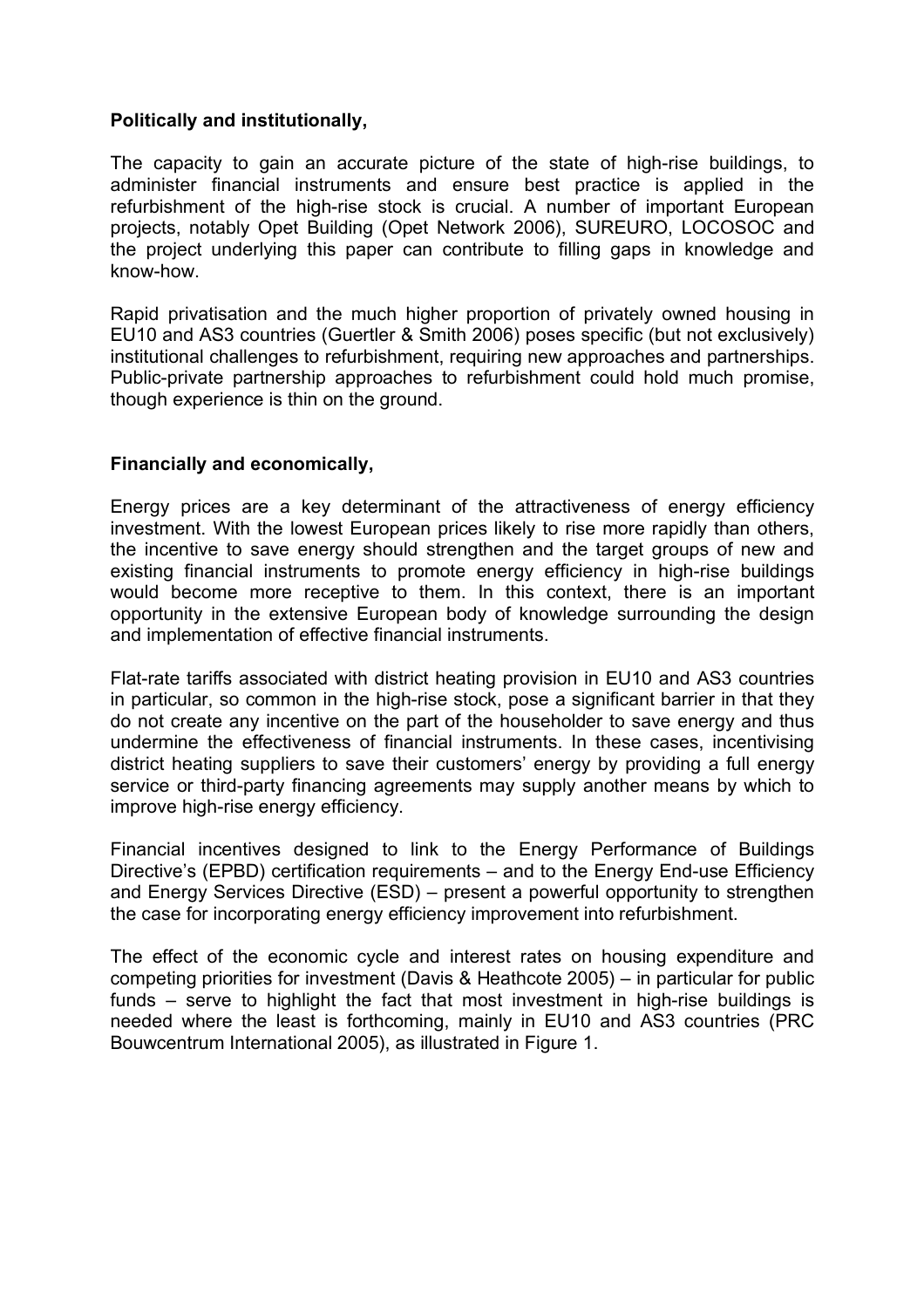**Politically and institutionally,**

The capacity to gain an accurate picture of the state of high-rise buildings, to administer financial instruments and ensure best practice is applied in the refurbishment of the high-rise stock is crucial. A number of important European projects, notably Opet Building (Opet Network 2006), SUREURO, LOCOSOC and the project underlying this paper can contribute to filling gaps in knowledge and know-how.

Rapid privatisation and the much higher proportion of privately owned housing in EU10 and AS3 countries (Guertler & Smith 2006) poses specific (but not exclusively) institutional challenges to refurbishment, requiring new approaches and partnerships. Public-private partnership approaches to refurbishment could hold much promise, though experience is thin on the ground.

**Financially and economically,**

Energy prices are a key determinant of the attractiveness of energy efficiency investment. With the lowest European prices likely to rise more rapidly than others, the incentive to save energy should strengthen and the target groups of new and existing financial instruments to promote energy efficiency in high-rise buildings would become more receptive to them. In this context, there is an important opportunity in the extensive European body of knowledge surrounding the design and implementation of effective financial instruments.

Flat-rate tariffs associated with district heating provision in EU10 and AS3 countries in particular, so common in the high-rise stock, pose a significant barrier in that they do not create any incentive on the part of the householder to save energy and thus undermine the effectiveness of financial instruments. In these cases, incentivising district heating suppliers to save their customers' energy by providing a full energy service or third-party financing agreements may supply another means by which to improve high-rise energy efficiency.

Financial incentives designed to link to the Energy Performance of Buildings Directive's (EPBD) certification requirements – and to the Energy End-use Efficiency and Energy Services Directive (ESD) – present a powerful opportunity to strengthen the case for incorporating energy efficiency improvement into refurbishment.

The effect of the economic cycle and interest rates on housing expenditure and competing priorities for investment (Davis & Heathcote 2005) – in particular for public funds – serve to highlight the fact that most investment in high-rise buildings is needed where the least is forthcoming, mainly in EU10 and AS3 countries (PRC Bouwcentrum International 2005), as illustrated in Figure 1.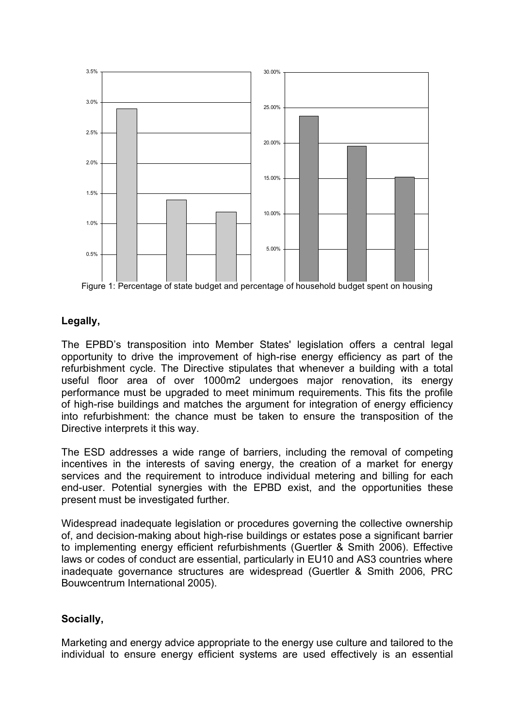Figure 1: Percentage of state budget and percentage of household budget spent on housing

**Legally,**

The EPBD's transposition into Member States' legislation offers a central legal opportunity to drive the improvement of high-rise energy efficiency as part of the refurbishment cycle. The Directive stipulates that whenever a building with a total useful floor area of over 1000m2 undergoes major renovation, its energy performance must be upgraded to meet minimum requirements. This fits the profile of high-rise buildings and matches the argument for integration of energy efficiency into refurbishment: the chance must be taken to ensure the transposition of the Directive interprets it this way.

The ESD addresses a wide range of barriers, including the removal of competing incentives in the interests of saving energy, the creation of a market for energy services and the requirement to introduce individual metering and billing for each end-user. Potential synergies with the EPBD exist, and the opportunities these present must be investigated further.

Widespread inadequate legislation or procedures governing the collective ownership of, and decision-making about high-rise buildings or estates pose a significant barrier to implementing energy efficient refurbishments (Guertler & Smith 2006). Effective laws or codes of conduct are essential, particularly in EU10 and AS3 countries where inadequate governance structures are widespread (Guertler & Smith 2006, PRC Bouwcentrum International 2005).

**Socially,**

Marketing and energy advice appropriate to the energy use culture and tailored to the individual to ensure energy efficient systems are used effectively is an essential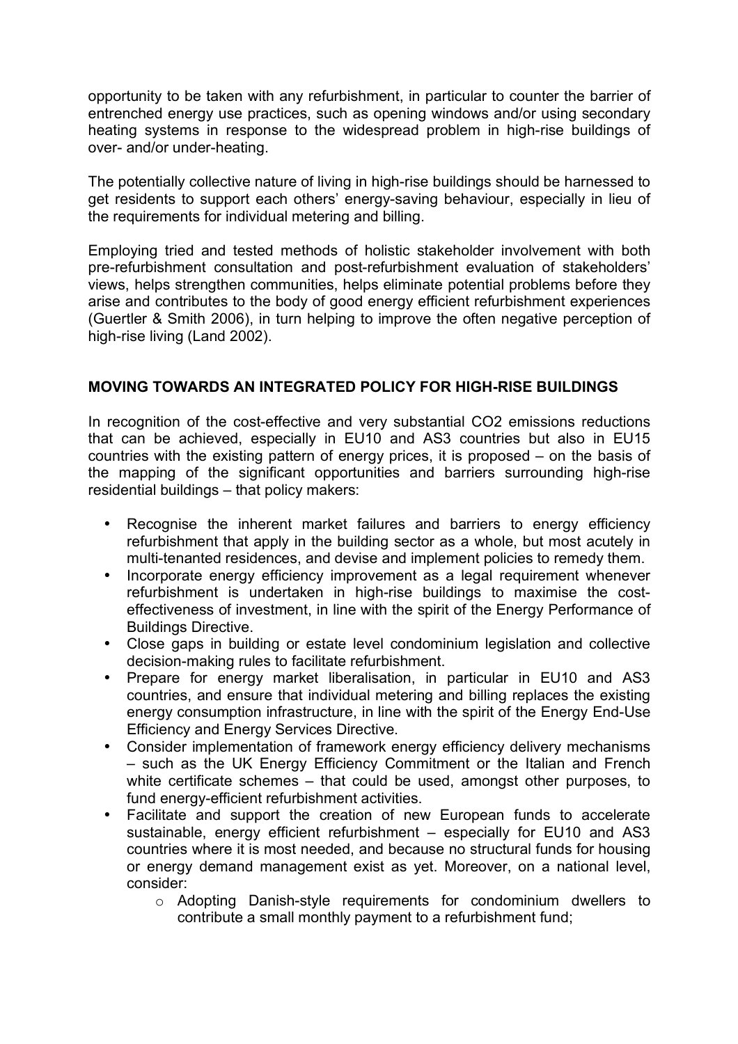opportunity to be taken with any refurbishment, in particular to counter the barrier of entrenched energy use practices, such as opening windows and/or using secondary heating systems in response to the widespread problem in high-rise buildings of over- and/or under-heating.

The potentially collective nature of living in high-rise buildings should be harnessed to get residents to support each others' energy-saving behaviour, especially in lieu of the requirements for individual metering and billing.

Employing tried and tested methods of holistic stakeholder involvement with both pre-refurbishment consultation and post-refurbishment evaluation of stakeholders' views, helps strengthen communities, helps eliminate potential problems before they arise and contributes to the body of good energy efficient refurbishment experiences (Guertler & Smith 2006), in turn helping to improve the often negative perception of high-rise living (Land 2002).

## MOVING TOWARDS AN INTEGRATED POLICY FOR HIGH-RISE BUILDINGS

In recognition of the cost-effective and very substantial CO2 emissions reductions that can be achieved, especially in EU10 and AS3 countries but also in EU15 countries with the existing pattern of energy prices, it is proposed – on the basis of the mapping of the significant opportunities and barriers surrounding high-rise residential buildings – that policy makers:

- Recognise the inherent market failures and barriers to energy efficiency refurbishment that apply in the building sector as a whole, but most acutely in multi-tenanted residences, and devise and implement policies to remedy them.
- Incorporate energy efficiency improvement as a legal requirement whenever refurbishment is undertaken in high-rise buildings to maximise the cost-effectiveness of investment, in line with the spirit of the Energy Performance of Buildings Directive.
- Close gaps in building or estate level condominium legislation and collective decision-making rules to facilitate refurbishment.
- Prepare for energy market liberalisation, in particular in EU10 and AS3 countries, and ensure that individual metering and billing replaces the existing energy consumption infrastructure, in line with the spirit of the Energy End-Use Efficiency and Energy Services Directive.
- Consider implementation of framework energy efficiency delivery mechanisms – such as the UK Energy Efficiency Commitment or the Italian and French white certificate schemes – that could be used, amongst other purposes, to fund energy-efficient refurbishment activities.
- Facilitate and support the creation of new European funds to accelerate sustainable, energy efficient refurbishment – especially for EU10 and AS3 countries where it is most needed, and because no structural funds for housing or energy demand management exist as yet. Moreover, on a national level, consider:
    - Adopting Danish-style requirements for condominium dwellers to contribute a small monthly payment to a refurbishment fund;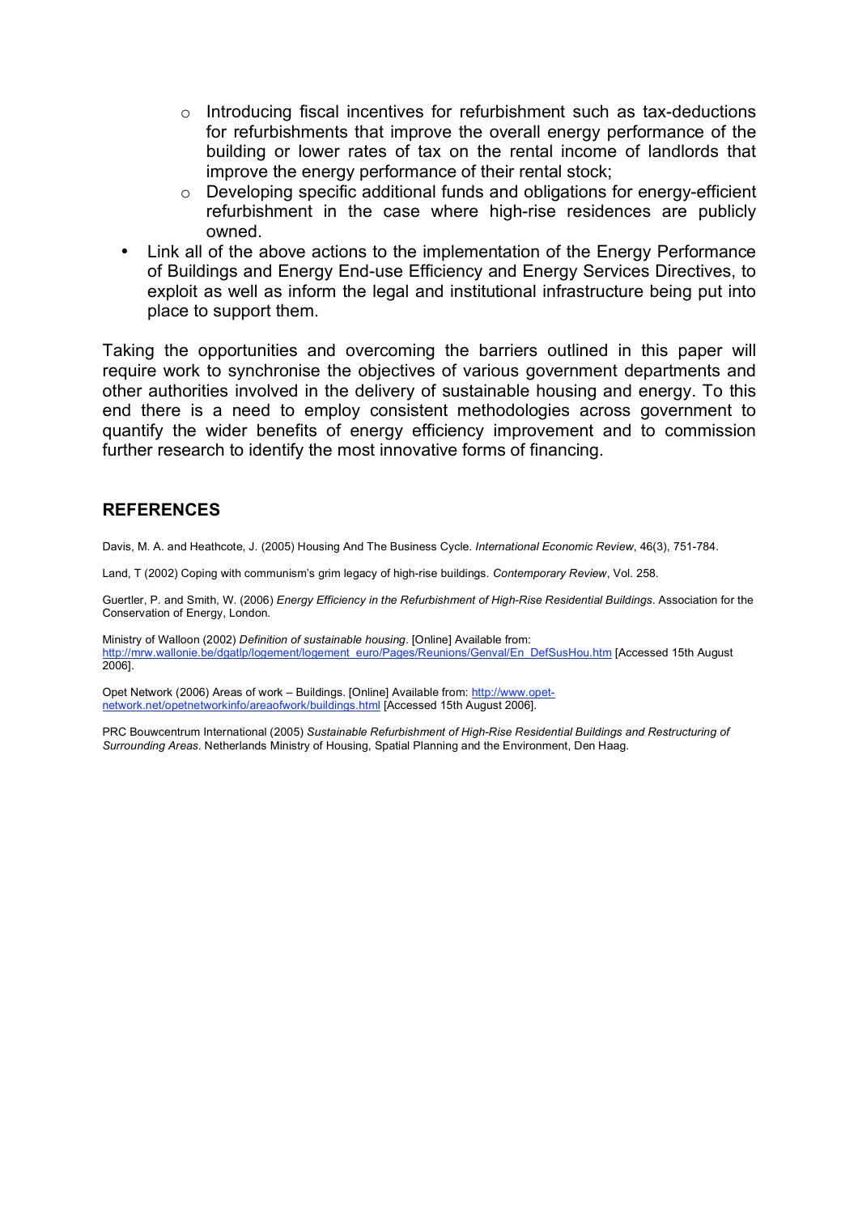- Introducing fiscal incentives for refurbishment such as tax-deductions for refurbishments that improve the overall energy performance of the building or lower rates of tax on the rental income of landlords that improve the energy performance of their rental stock;
    - Developing specific additional funds and obligations for energy-efficient refurbishment in the case where high-rise residences are publicly owned.
- Link all of the above actions to the implementation of the Energy Performance of Buildings and Energy End-use Efficiency and Energy Services Directives, to exploit as well as inform the legal and institutional infrastructure being put into place to support them.

Taking the opportunities and overcoming the barriers outlined in this paper will require work to synchronise the objectives of various government departments and other authorities involved in the delivery of sustainable housing and energy. To this end there is a need to employ consistent methodologies across government to quantify the wider benefits of energy efficiency improvement and to commission further research to identify the most innovative forms of financing.

## REFERENCES

Davis, M. A. and Heathcote, J. (2005) Housing And The Business Cycle. *International Economic Review*, 46(3), 751-784.

Land, T (2002) Coping with communism's grim legacy of high-rise buildings. *Contemporary Review*, Vol. 258.

Guertler, P. and Smith, W. (2006) *Energy Efficiency in the Refurbishment of High-Rise Residential Buildings*. Association for the Conservation of Energy, London.

Ministry of Walloon (2002) *Definition of sustainable housing*. [Online] Available from: http://mrw.wallonie.be/dgatlp/logement/logement_euro/Pages/Reunions/Genval/En_DefSusHou.htm [Accessed 15th August 2006].

Opet Network (2006) Areas of work – Buildings. [Online] Available from: http://www.opet-network.net/opetnetworkinfo/areaofwork/buildings.html [Accessed 15th August 2006].

PRC Bouwcentrum International (2005) *Sustainable Refurbishment of High-Rise Residential Buildings and Restructuring of Surrounding Areas*. Netherlands Ministry of Housing, Spatial Planning and the Environment, Den Haag.